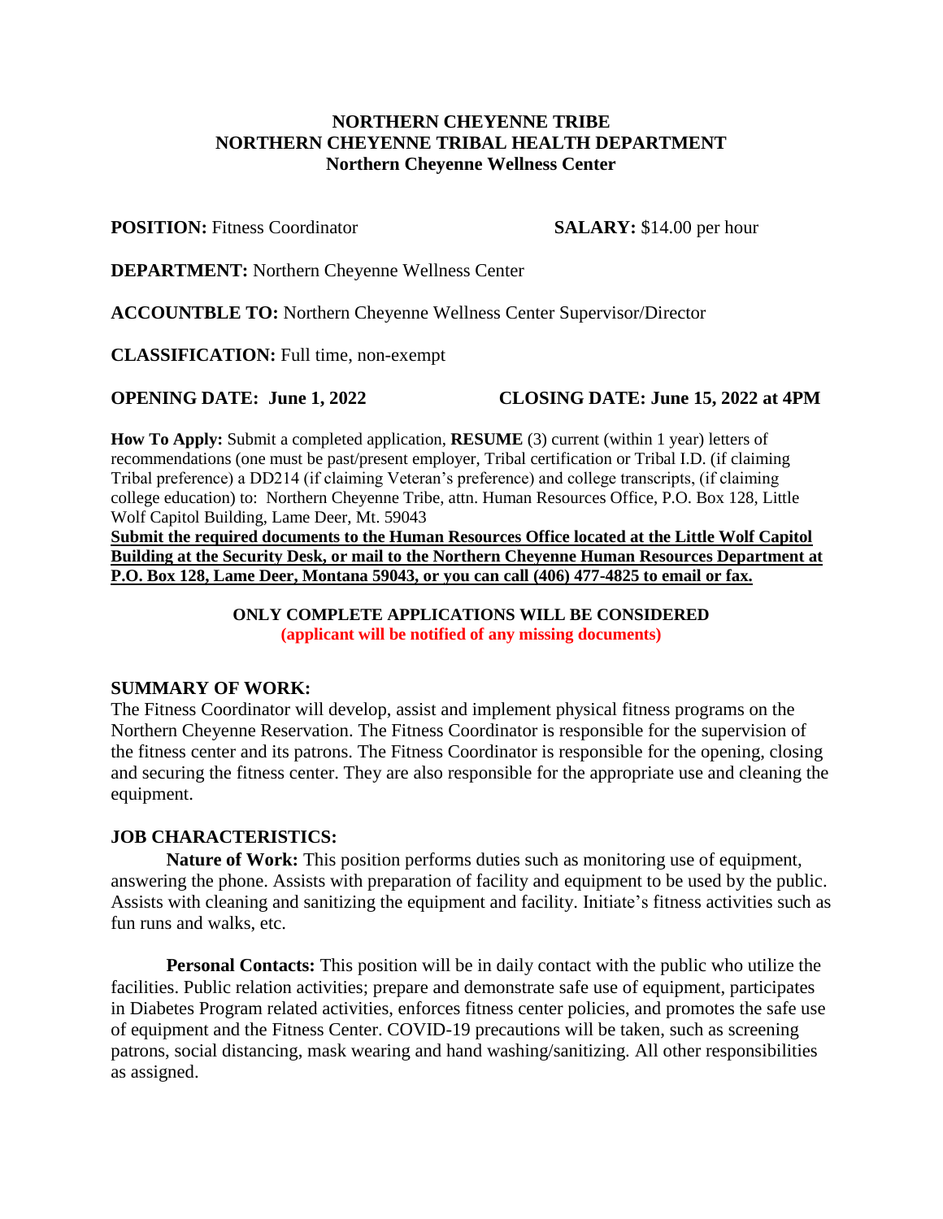**NORTHERN CHEYENNE TRIBE**
**NORTHERN CHEYENNE TRIBAL HEALTH DEPARTMENT**
**Northern Cheyenne Wellness Center**

**POSITION:** Fitness Coordinator **SALARY:** $14.00 per hour

**DEPARTMENT:** Northern Cheyenne Wellness Center

**ACCOUNTBLE TO:** Northern Cheyenne Wellness Center Supervisor/Director

**CLASSIFICATION:** Full time, non-exempt

**OPENING DATE: June 1, 2022** **CLOSING DATE: June 15, 2022 at 4PM**

**How To Apply:** Submit a completed application, **RESUME** (3) current (within 1 year) letters of recommendations (one must be past/present employer, Tribal certification or Tribal I.D. (if claiming Tribal preference) a DD214 (if claiming Veteran's preference) and college transcripts, (if claiming college education) to: Northern Cheyenne Tribe, attn. Human Resources Office, P.O. Box 128, Little Wolf Capitol Building, Lame Deer, Mt. 59043
**Submit the required documents to the Human Resources Office located at the Little Wolf Capitol Building at the Security Desk, or mail to the Northern Cheyenne Human Resources Department at P.O. Box 128, Lame Deer, Montana 59043, or you can call (406) 477-4825 to email or fax.**

**ONLY COMPLETE APPLICATIONS WILL BE CONSIDERED**
**(applicant will be notified of any missing documents)**

## SUMMARY OF WORK:

The Fitness Coordinator will develop, assist and implement physical fitness programs on the Northern Cheyenne Reservation. The Fitness Coordinator is responsible for the supervision of the fitness center and its patrons. The Fitness Coordinator is responsible for the opening, closing and securing the fitness center. They are also responsible for the appropriate use and cleaning the equipment.

## JOB CHARACTERISTICS:

**Nature of Work:** This position performs duties such as monitoring use of equipment, answering the phone. Assists with preparation of facility and equipment to be used by the public. Assists with cleaning and sanitizing the equipment and facility. Initiate's fitness activities such as fun runs and walks, etc.

**Personal Contacts:** This position will be in daily contact with the public who utilize the facilities. Public relation activities; prepare and demonstrate safe use of equipment, participates in Diabetes Program related activities, enforces fitness center policies, and promotes the safe use of equipment and the Fitness Center. COVID-19 precautions will be taken, such as screening patrons, social distancing, mask wearing and hand washing/sanitizing. All other responsibilities as assigned.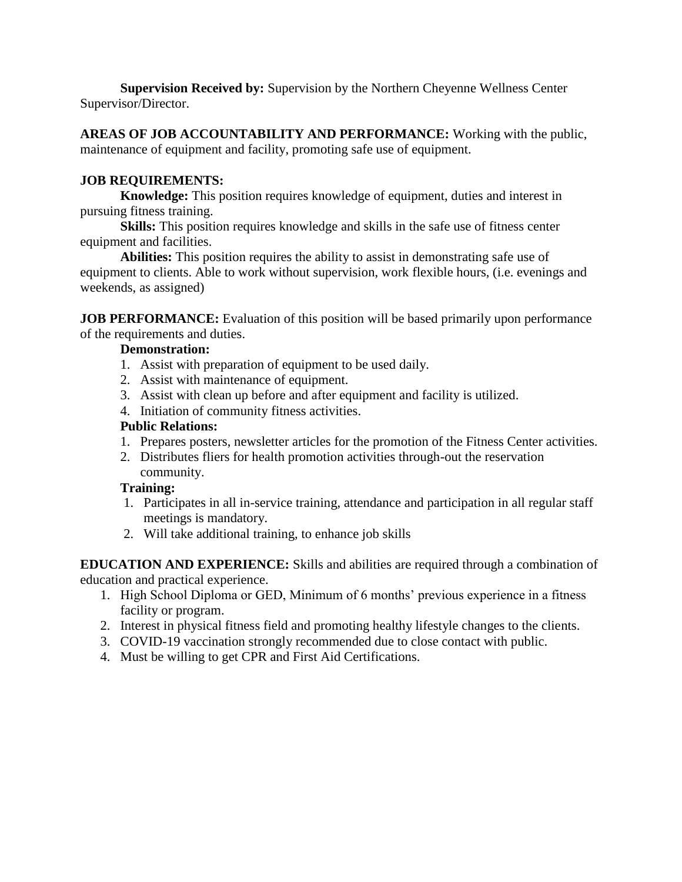**Supervision Received by:** Supervision by the Northern Cheyenne Wellness Center Supervisor/Director.

**AREAS OF JOB ACCOUNTABILITY AND PERFORMANCE:** Working with the public, maintenance of equipment and facility, promoting safe use of equipment.

**JOB REQUIREMENTS:**

**Knowledge:** This position requires knowledge of equipment, duties and interest in pursuing fitness training.

**Skills:** This position requires knowledge and skills in the safe use of fitness center equipment and facilities.

**Abilities:** This position requires the ability to assist in demonstrating safe use of equipment to clients. Able to work without supervision, work flexible hours, (i.e. evenings and weekends, as assigned)

**JOB PERFORMANCE:** Evaluation of this position will be based primarily upon performance of the requirements and duties.

**Demonstration:**

1. Assist with preparation of equipment to be used daily.
2. Assist with maintenance of equipment.
3. Assist with clean up before and after equipment and facility is utilized.
4. Initiation of community fitness activities.

**Public Relations:**

1. Prepares posters, newsletter articles for the promotion of the Fitness Center activities.
2. Distributes fliers for health promotion activities through-out the reservation community.

**Training:**

1. Participates in all in-service training, attendance and participation in all regular staff meetings is mandatory.
2. Will take additional training, to enhance job skills

**EDUCATION AND EXPERIENCE:** Skills and abilities are required through a combination of education and practical experience.

1. High School Diploma or GED, Minimum of 6 months' previous experience in a fitness facility or program.
2. Interest in physical fitness field and promoting healthy lifestyle changes to the clients.
3. COVID-19 vaccination strongly recommended due to close contact with public.
4. Must be willing to get CPR and First Aid Certifications.